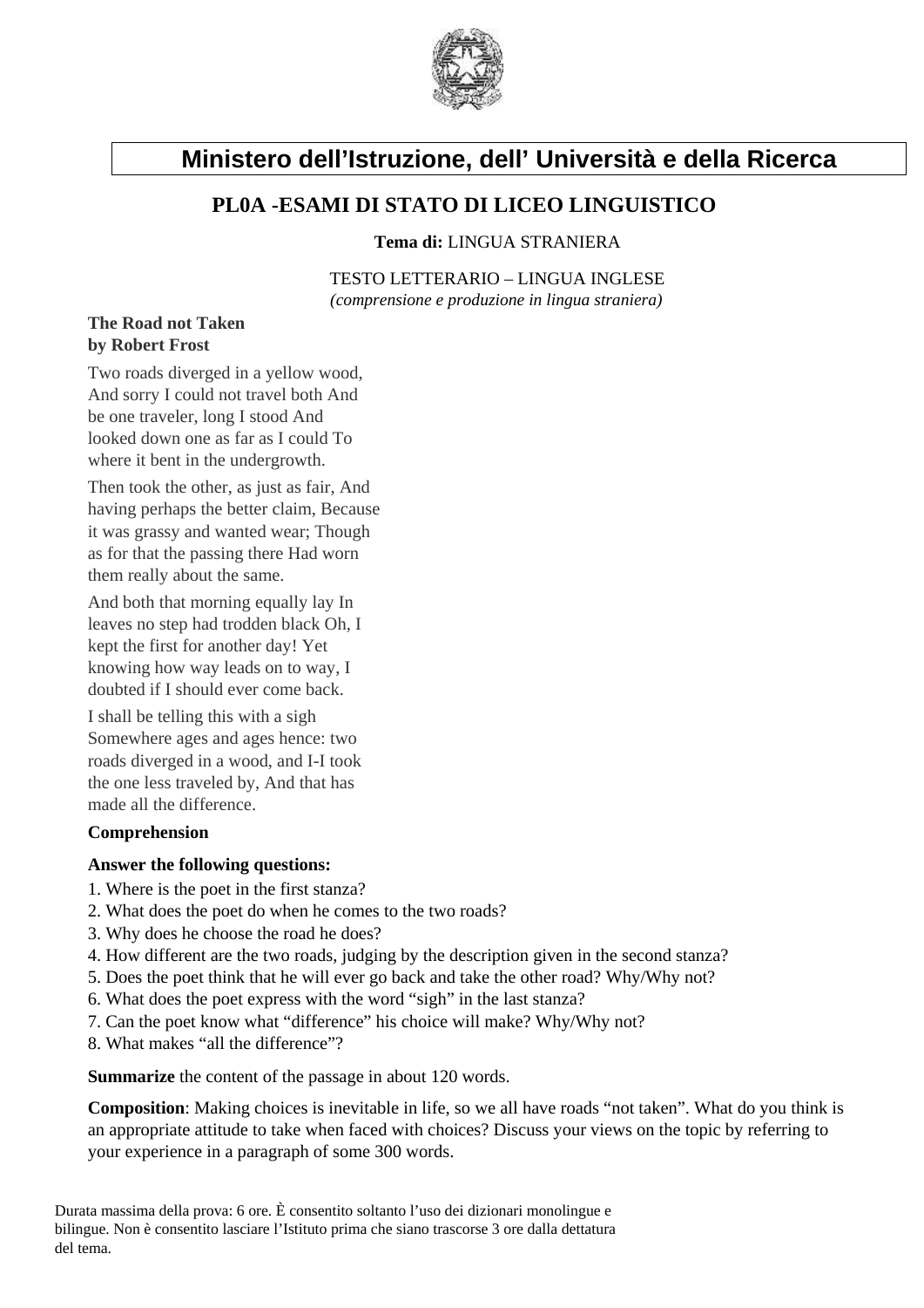# Ministero dell'Istruzione, dell' Università e della Ricerca

## PL0A -ESAMI DI STATO DI LICEO LINGUISTICO

**Tema di:** LINGUA STRANIERA

TESTO LETTERARIO – LINGUA INGLESE
*(comprensione e produzione in lingua straniera)*

**The Road not Taken**
**by Robert Frost**

Two roads diverged in a yellow wood, And sorry I could not travel both And be one traveler, long I stood And looked down one as far as I could To where it bent in the undergrowth.

Then took the other, as just as fair, And having perhaps the better claim, Because it was grassy and wanted wear; Though as for that the passing there Had worn them really about the same.

And both that morning equally lay In leaves no step had trodden black Oh, I kept the first for another day! Yet knowing how way leads on to way, I doubted if I should ever come back.

I shall be telling this with a sigh Somewhere ages and ages hence: two roads diverged in a wood, and I-I took the one less traveled by, And that has made all the difference.

**Comprehension**

**Answer the following questions:**

1. Where is the poet in the first stanza?
2. What does the poet do when he comes to the two roads?
3. Why does he choose the road he does?
4. How different are the two roads, judging by the description given in the second stanza?
5. Does the poet think that he will ever go back and take the other road? Why/Why not?
6. What does the poet express with the word "sigh" in the last stanza?
7. Can the poet know what "difference" his choice will make? Why/Why not?
8. What makes "all the difference"?

**Summarize** the content of the passage in about 120 words.

**Composition**: Making choices is inevitable in life, so we all have roads "not taken". What do you think is an appropriate attitude to take when faced with choices? Discuss your views on the topic by referring to your experience in a paragraph of some 300 words.

Durata massima della prova: 6 ore. È consentito soltanto l'uso dei dizionari monolingue e bilingue. Non è consentito lasciare l'Istituto prima che siano trascorse 3 ore dalla dettatura del tema.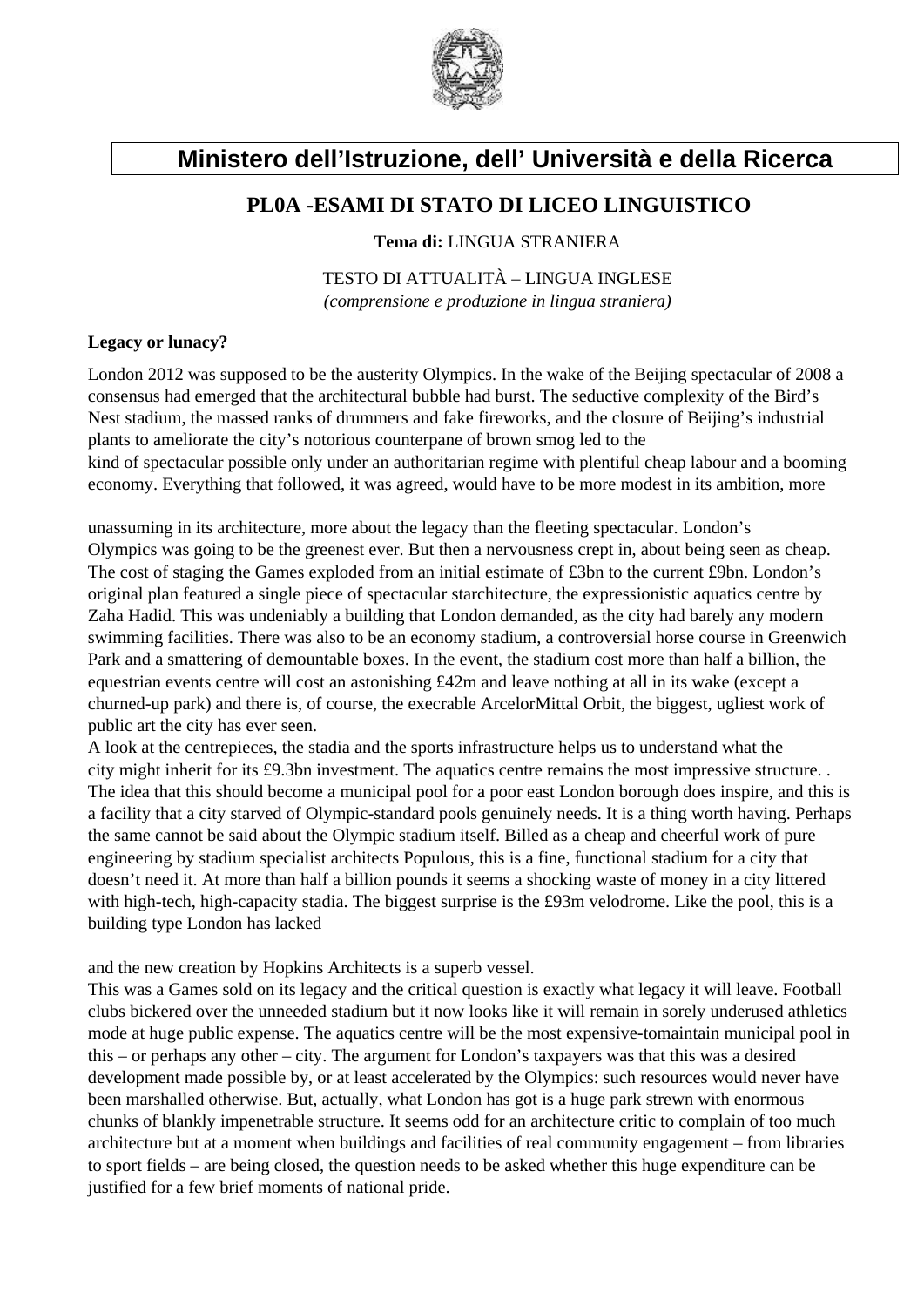# Ministero dell'Istruzione, dell' Università e della Ricerca

## PL0A -ESAMI DI STATO DI LICEO LINGUISTICO

**Tema di:** LINGUA STRANIERA

TESTO DI ATTUALITÀ – LINGUA INGLESE
*(comprensione e produzione in lingua straniera)*

**Legacy or lunacy?**

London 2012 was supposed to be the austerity Olympics. In the wake of the Beijing spectacular of 2008 a consensus had emerged that the architectural bubble had burst. The seductive complexity of the Bird's Nest stadium, the massed ranks of drummers and fake fireworks, and the closure of Beijing's industrial plants to ameliorate the city's notorious counterpane of brown smog led to the kind of spectacular possible only under an authoritarian regime with plentiful cheap labour and a booming economy. Everything that followed, it was agreed, would have to be more modest in its ambition, more

unassuming in its architecture, more about the legacy than the fleeting spectacular. London's Olympics was going to be the greenest ever. But then a nervousness crept in, about being seen as cheap. The cost of staging the Games exploded from an initial estimate of £3bn to the current £9bn. London's original plan featured a single piece of spectacular starchitecture, the expressionistic aquatics centre by Zaha Hadid. This was undeniably a building that London demanded, as the city had barely any modern swimming facilities. There was also to be an economy stadium, a controversial horse course in Greenwich Park and a smattering of demountable boxes. In the event, the stadium cost more than half a billion, the equestrian events centre will cost an astonishing £42m and leave nothing at all in its wake (except a churned-up park) and there is, of course, the execrable ArcelorMittal Orbit, the biggest, ugliest work of public art the city has ever seen.
A look at the centrepieces, the stadia and the sports infrastructure helps us to understand what the city might inherit for its £9.3bn investment. The aquatics centre remains the most impressive structure. . The idea that this should become a municipal pool for a poor east London borough does inspire, and this is a facility that a city starved of Olympic-standard pools genuinely needs. It is a thing worth having. Perhaps the same cannot be said about the Olympic stadium itself. Billed as a cheap and cheerful work of pure engineering by stadium specialist architects Populous, this is a fine, functional stadium for a city that doesn't need it. At more than half a billion pounds it seems a shocking waste of money in a city littered with high-tech, high-capacity stadia. The biggest surprise is the £93m velodrome. Like the pool, this is a building type London has lacked

and the new creation by Hopkins Architects is a superb vessel.
This was a Games sold on its legacy and the critical question is exactly what legacy it will leave. Football clubs bickered over the unneeded stadium but it now looks like it will remain in sorely underused athletics mode at huge public expense. The aquatics centre will be the most expensive-tomaintain municipal pool in this – or perhaps any other – city. The argument for London's taxpayers was that this was a desired development made possible by, or at least accelerated by the Olympics: such resources would never have been marshalled otherwise. But, actually, what London has got is a huge park strewn with enormous chunks of blankly impenetrable structure. It seems odd for an architecture critic to complain of too much architecture but at a moment when buildings and facilities of real community engagement – from libraries to sport fields – are being closed, the question needs to be asked whether this huge expenditure can be justified for a few brief moments of national pride.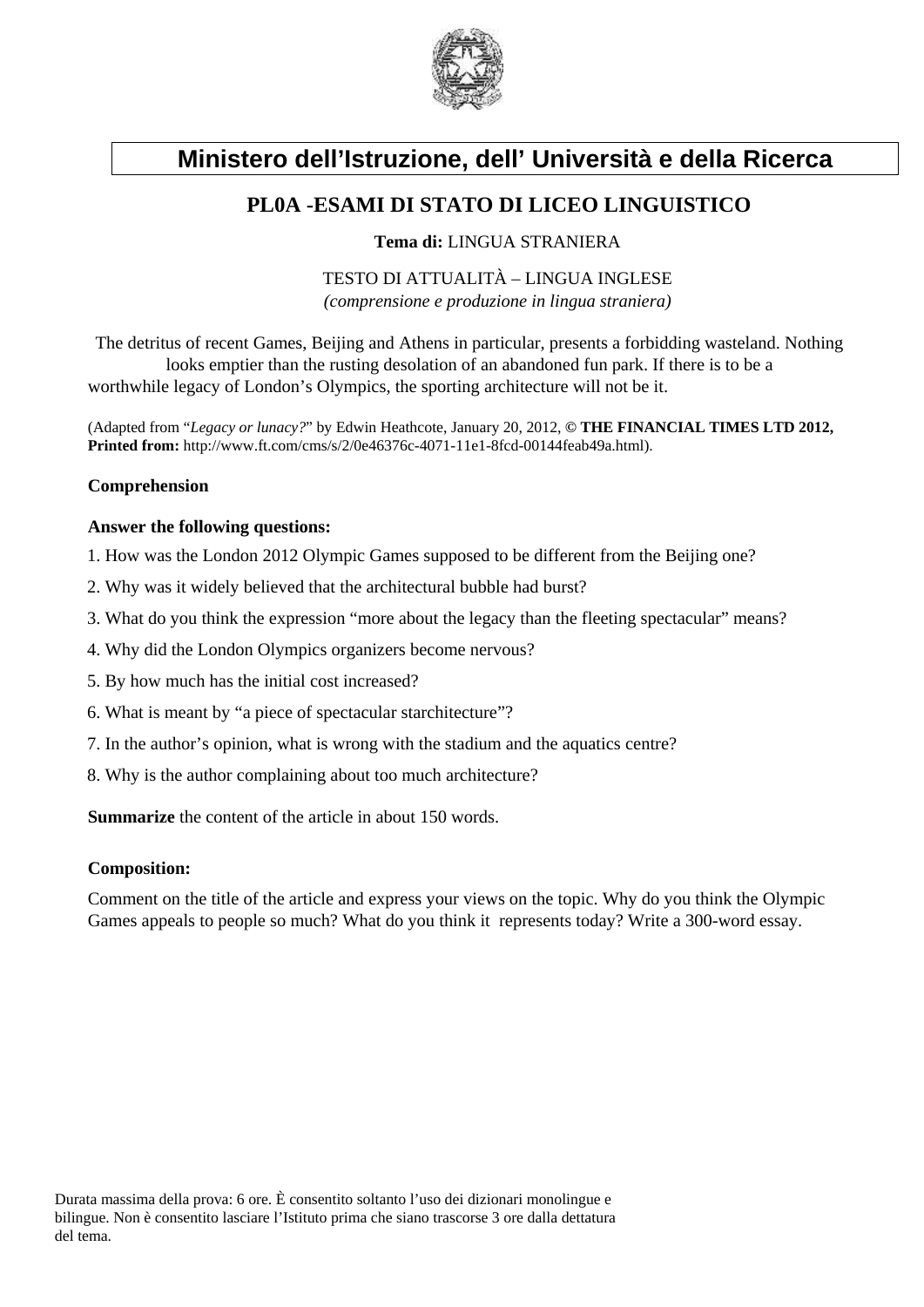# Ministero dell'Istruzione, dell' Università e della Ricerca

## PL0A -ESAMI DI STATO DI LICEO LINGUISTICO

**Tema di:** LINGUA STRANIERA

TESTO DI ATTUALITÀ – LINGUA INGLESE
*(comprensione e produzione in lingua straniera)*

The detritus of recent Games, Beijing and Athens in particular, presents a forbidding wasteland. Nothing looks emptier than the rusting desolation of an abandoned fun park. If there is to be a worthwhile legacy of London's Olympics, the sporting architecture will not be it.

(Adapted from "*Legacy or lunacy?*" by Edwin Heathcote, January 20, 2012, **© THE FINANCIAL TIMES LTD 2012, Printed from:** http://www.ft.com/cms/s/2/0e46376c-4071-11e1-8fcd-00144feab49a.html).

**Comprehension**

**Answer the following questions:**

1. How was the London 2012 Olympic Games supposed to be different from the Beijing one?
2. Why was it widely believed that the architectural bubble had burst?
3. What do you think the expression "more about the legacy than the fleeting spectacular" means?
4. Why did the London Olympics organizers become nervous?
5. By how much has the initial cost increased?
6. What is meant by "a piece of spectacular starchitecture"?
7. In the author's opinion, what is wrong with the stadium and the aquatics centre?
8. Why is the author complaining about too much architecture?

**Summarize** the content of the article in about 150 words.

**Composition:**

Comment on the title of the article and express your views on the topic. Why do you think the Olympic Games appeals to people so much? What do you think it represents today? Write a 300-word essay.

Durata massima della prova: 6 ore. È consentito soltanto l'uso dei dizionari monolingue e bilingue. Non è consentito lasciare l'Istituto prima che siano trascorse 3 ore dalla dettatura del tema.